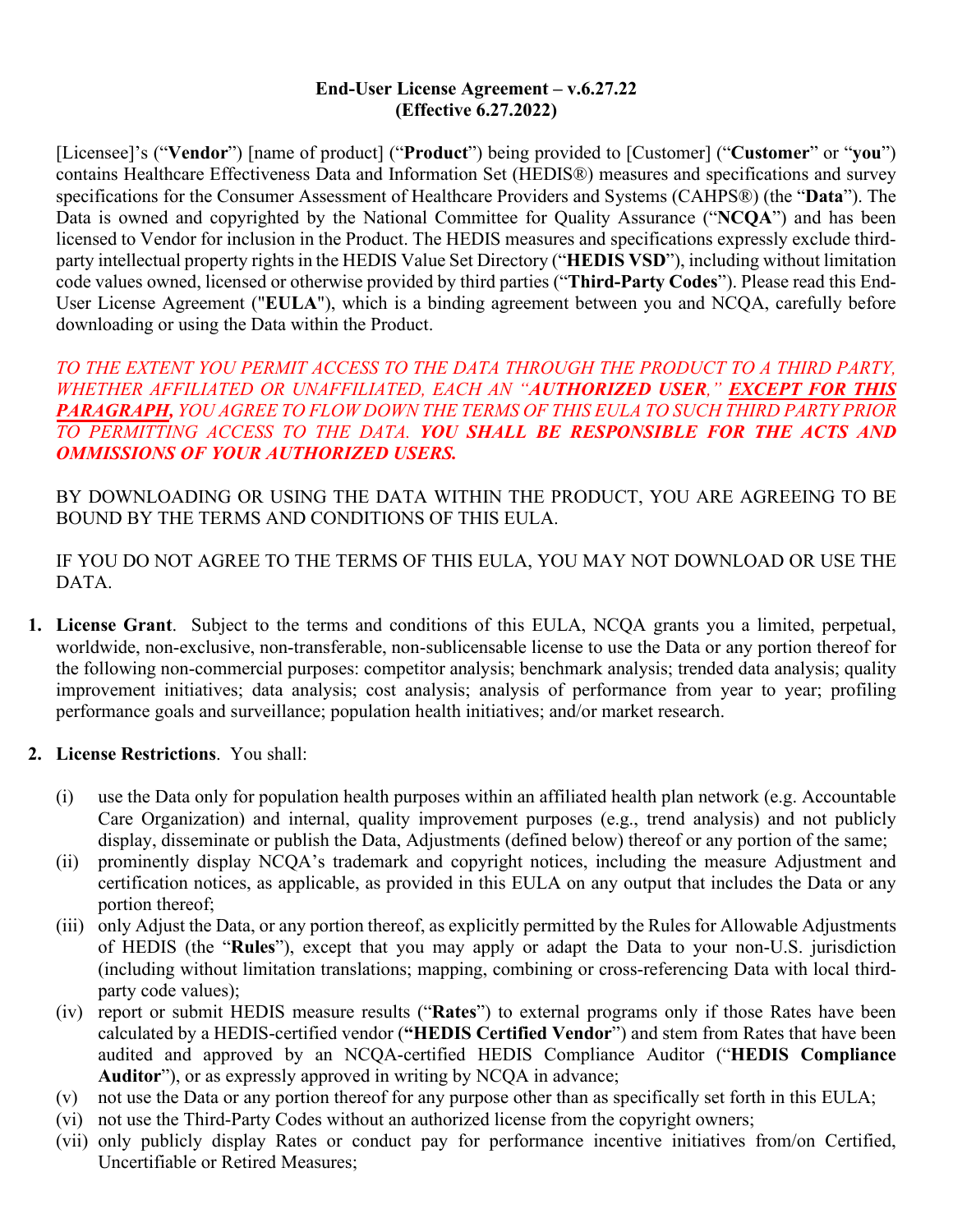**End-User License Agreement – v.6.27.22**
**(Effective 6.27.2022)**

[Licensee]'s ("**Vendor**") [name of product] ("**Product**") being provided to [Customer] ("**Customer**" or "**you**") contains Healthcare Effectiveness Data and Information Set (HEDIS®) measures and specifications and survey specifications for the Consumer Assessment of Healthcare Providers and Systems (CAHPS®) (the "**Data**"). The Data is owned and copyrighted by the National Committee for Quality Assurance ("**NCQA**") and has been licensed to Vendor for inclusion in the Product. The HEDIS measures and specifications expressly exclude third-party intellectual property rights in the HEDIS Value Set Directory ("**HEDIS VSD**"), including without limitation code values owned, licensed or otherwise provided by third parties ("**Third-Party Codes**"). Please read this End-User License Agreement ("**EULA**"), which is a binding agreement between you and NCQA, carefully before downloading or using the Data within the Product.

*TO THE EXTENT YOU PERMIT ACCESS TO THE DATA THROUGH THE PRODUCT TO A THIRD PARTY, WHETHER AFFILIATED OR UNAFFILIATED, EACH AN "**AUTHORIZED USER**," **EXCEPT FOR THIS PARAGRAPH**, YOU AGREE TO FLOW DOWN THE TERMS OF THIS EULA TO SUCH THIRD PARTY PRIOR TO PERMITTING ACCESS TO THE DATA. **YOU SHALL BE RESPONSIBLE FOR THE ACTS AND OMMISSIONS OF YOUR AUTHORIZED USERS.***

BY DOWNLOADING OR USING THE DATA WITHIN THE PRODUCT, YOU ARE AGREEING TO BE BOUND BY THE TERMS AND CONDITIONS OF THIS EULA.

IF YOU DO NOT AGREE TO THE TERMS OF THIS EULA, YOU MAY NOT DOWNLOAD OR USE THE DATA.

1. **License Grant**. Subject to the terms and conditions of this EULA, NCQA grants you a limited, perpetual, worldwide, non-exclusive, non-transferable, non-sublicensable license to use the Data or any portion thereof for the following non-commercial purposes: competitor analysis; benchmark analysis; trended data analysis; quality improvement initiatives; data analysis; cost analysis; analysis of performance from year to year; profiling performance goals and surveillance; population health initiatives; and/or market research.

2. **License Restrictions**. You shall:

   (i) use the Data only for population health purposes within an affiliated health plan network (e.g. Accountable Care Organization) and internal, quality improvement purposes (e.g., trend analysis) and not publicly display, disseminate or publish the Data, Adjustments (defined below) thereof or any portion of the same;

   (ii) prominently display NCQA's trademark and copyright notices, including the measure Adjustment and certification notices, as applicable, as provided in this EULA on any output that includes the Data or any portion thereof;

   (iii) only Adjust the Data, or any portion thereof, as explicitly permitted by the Rules for Allowable Adjustments of HEDIS (the "**Rules**"), except that you may apply or adapt the Data to your non-U.S. jurisdiction (including without limitation translations; mapping, combining or cross-referencing Data with local third-party code values);

   (iv) report or submit HEDIS measure results ("**Rates**") to external programs only if those Rates have been calculated by a HEDIS-certified vendor (**"HEDIS Certified Vendor**") and stem from Rates that have been audited and approved by an NCQA-certified HEDIS Compliance Auditor ("**HEDIS Compliance Auditor**"), or as expressly approved in writing by NCQA in advance;

   (v) not use the Data or any portion thereof for any purpose other than as specifically set forth in this EULA;

   (vi) not use the Third-Party Codes without an authorized license from the copyright owners;

   (vii) only publicly display Rates or conduct pay for performance incentive initiatives from/on Certified, Uncertifiable or Retired Measures;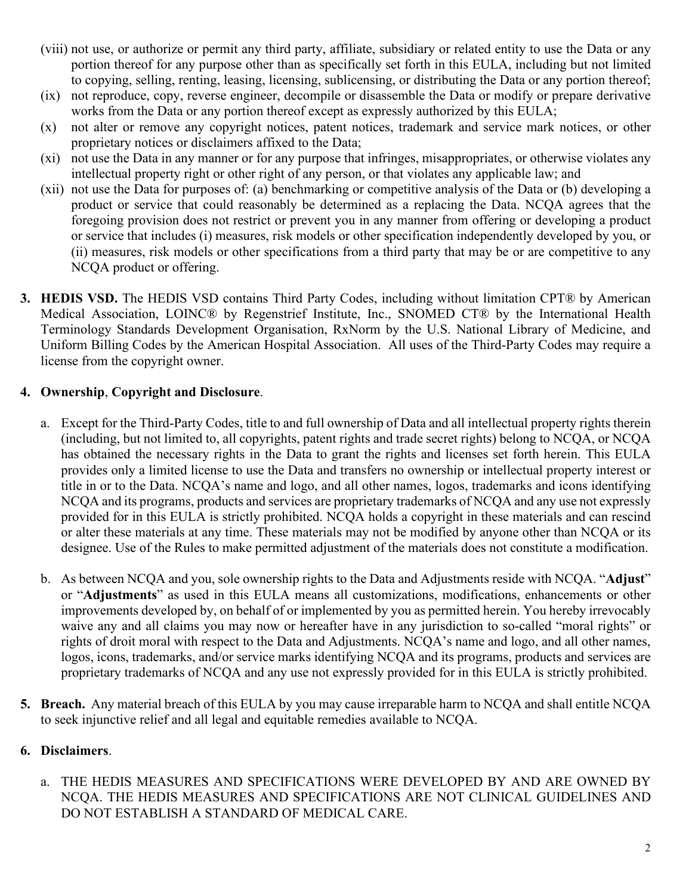(viii) not use, or authorize or permit any third party, affiliate, subsidiary or related entity to use the Data or any portion thereof for any purpose other than as specifically set forth in this EULA, including but not limited to copying, selling, renting, leasing, licensing, sublicensing, or distributing the Data or any portion thereof;

(ix) not reproduce, copy, reverse engineer, decompile or disassemble the Data or modify or prepare derivative works from the Data or any portion thereof except as expressly authorized by this EULA;

(x) not alter or remove any copyright notices, patent notices, trademark and service mark notices, or other proprietary notices or disclaimers affixed to the Data;

(xi) not use the Data in any manner or for any purpose that infringes, misappropriates, or otherwise violates any intellectual property right or other right of any person, or that violates any applicable law; and

(xii) not use the Data for purposes of: (a) benchmarking or competitive analysis of the Data or (b) developing a product or service that could reasonably be determined as a replacing the Data. NCQA agrees that the foregoing provision does not restrict or prevent you in any manner from offering or developing a product or service that includes (i) measures, risk models or other specification independently developed by you, or (ii) measures, risk models or other specifications from a third party that may be or are competitive to any NCQA product or offering.

3. **HEDIS VSD.** The HEDIS VSD contains Third Party Codes, including without limitation CPT® by American Medical Association, LOINC® by Regenstrief Institute, Inc., SNOMED CT® by the International Health Terminology Standards Development Organisation, RxNorm by the U.S. National Library of Medicine, and Uniform Billing Codes by the American Hospital Association. All uses of the Third-Party Codes may require a license from the copyright owner.

4. **Ownership**, **Copyright and Disclosure**.

   a. Except for the Third-Party Codes, title to and full ownership of Data and all intellectual property rights therein (including, but not limited to, all copyrights, patent rights and trade secret rights) belong to NCQA, or NCQA has obtained the necessary rights in the Data to grant the rights and licenses set forth herein. This EULA provides only a limited license to use the Data and transfers no ownership or intellectual property interest or title in or to the Data. NCQA's name and logo, and all other names, logos, trademarks and icons identifying NCQA and its programs, products and services are proprietary trademarks of NCQA and any use not expressly provided for in this EULA is strictly prohibited. NCQA holds a copyright in these materials and can rescind or alter these materials at any time. These materials may not be modified by anyone other than NCQA or its designee. Use of the Rules to make permitted adjustment of the materials does not constitute a modification.

   b. As between NCQA and you, sole ownership rights to the Data and Adjustments reside with NCQA. "**Adjust**" or "**Adjustments**" as used in this EULA means all customizations, modifications, enhancements or other improvements developed by, on behalf of or implemented by you as permitted herein. You hereby irrevocably waive any and all claims you may now or hereafter have in any jurisdiction to so-called "moral rights" or rights of droit moral with respect to the Data and Adjustments. NCQA's name and logo, and all other names, logos, icons, trademarks, and/or service marks identifying NCQA and its programs, products and services are proprietary trademarks of NCQA and any use not expressly provided for in this EULA is strictly prohibited.

5. **Breach.** Any material breach of this EULA by you may cause irreparable harm to NCQA and shall entitle NCQA to seek injunctive relief and all legal and equitable remedies available to NCQA.

6. **Disclaimers**.

   a. THE HEDIS MEASURES AND SPECIFICATIONS WERE DEVELOPED BY AND ARE OWNED BY NCQA. THE HEDIS MEASURES AND SPECIFICATIONS ARE NOT CLINICAL GUIDELINES AND DO NOT ESTABLISH A STANDARD OF MEDICAL CARE.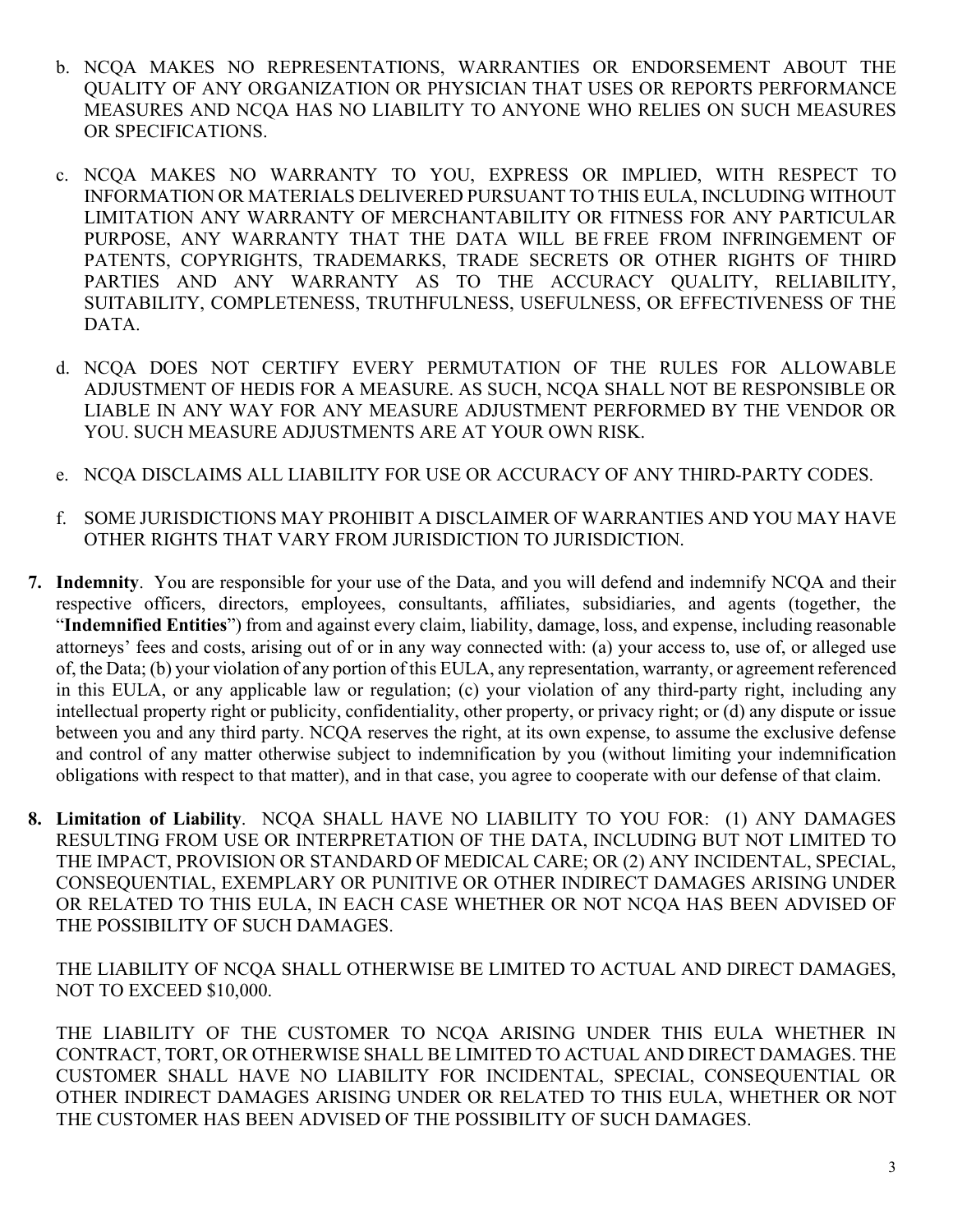b. NCQA MAKES NO REPRESENTATIONS, WARRANTIES OR ENDORSEMENT ABOUT THE QUALITY OF ANY ORGANIZATION OR PHYSICIAN THAT USES OR REPORTS PERFORMANCE MEASURES AND NCQA HAS NO LIABILITY TO ANYONE WHO RELIES ON SUCH MEASURES OR SPECIFICATIONS.

c. NCQA MAKES NO WARRANTY TO YOU, EXPRESS OR IMPLIED, WITH RESPECT TO INFORMATION OR MATERIALS DELIVERED PURSUANT TO THIS EULA, INCLUDING WITHOUT LIMITATION ANY WARRANTY OF MERCHANTABILITY OR FITNESS FOR ANY PARTICULAR PURPOSE, ANY WARRANTY THAT THE DATA WILL BE FREE FROM INFRINGEMENT OF PATENTS, COPYRIGHTS, TRADEMARKS, TRADE SECRETS OR OTHER RIGHTS OF THIRD PARTIES AND ANY WARRANTY AS TO THE ACCURACY QUALITY, RELIABILITY, SUITABILITY, COMPLETENESS, TRUTHFULNESS, USEFULNESS, OR EFFECTIVENESS OF THE DATA.

d. NCQA DOES NOT CERTIFY EVERY PERMUTATION OF THE RULES FOR ALLOWABLE ADJUSTMENT OF HEDIS FOR A MEASURE. AS SUCH, NCQA SHALL NOT BE RESPONSIBLE OR LIABLE IN ANY WAY FOR ANY MEASURE ADJUSTMENT PERFORMED BY THE VENDOR OR YOU. SUCH MEASURE ADJUSTMENTS ARE AT YOUR OWN RISK.

e. NCQA DISCLAIMS ALL LIABILITY FOR USE OR ACCURACY OF ANY THIRD-PARTY CODES.

f. SOME JURISDICTIONS MAY PROHIBIT A DISCLAIMER OF WARRANTIES AND YOU MAY HAVE OTHER RIGHTS THAT VARY FROM JURISDICTION TO JURISDICTION.

7. **Indemnity**. You are responsible for your use of the Data, and you will defend and indemnify NCQA and their respective officers, directors, employees, consultants, affiliates, subsidiaries, and agents (together, the "**Indemnified Entities**") from and against every claim, liability, damage, loss, and expense, including reasonable attorneys' fees and costs, arising out of or in any way connected with: (a) your access to, use of, or alleged use of, the Data; (b) your violation of any portion of this EULA, any representation, warranty, or agreement referenced in this EULA, or any applicable law or regulation; (c) your violation of any third-party right, including any intellectual property right or publicity, confidentiality, other property, or privacy right; or (d) any dispute or issue between you and any third party. NCQA reserves the right, at its own expense, to assume the exclusive defense and control of any matter otherwise subject to indemnification by you (without limiting your indemnification obligations with respect to that matter), and in that case, you agree to cooperate with our defense of that claim.

8. **Limitation of Liability**. NCQA SHALL HAVE NO LIABILITY TO YOU FOR: (1) ANY DAMAGES RESULTING FROM USE OR INTERPRETATION OF THE DATA, INCLUDING BUT NOT LIMITED TO THE IMPACT, PROVISION OR STANDARD OF MEDICAL CARE; OR (2) ANY INCIDENTAL, SPECIAL, CONSEQUENTIAL, EXEMPLARY OR PUNITIVE OR OTHER INDIRECT DAMAGES ARISING UNDER OR RELATED TO THIS EULA, IN EACH CASE WHETHER OR NOT NCQA HAS BEEN ADVISED OF THE POSSIBILITY OF SUCH DAMAGES.

   THE LIABILITY OF NCQA SHALL OTHERWISE BE LIMITED TO ACTUAL AND DIRECT DAMAGES, NOT TO EXCEED $10,000.

   THE LIABILITY OF THE CUSTOMER TO NCQA ARISING UNDER THIS EULA WHETHER IN CONTRACT, TORT, OR OTHERWISE SHALL BE LIMITED TO ACTUAL AND DIRECT DAMAGES. THE CUSTOMER SHALL HAVE NO LIABILITY FOR INCIDENTAL, SPECIAL, CONSEQUENTIAL OR OTHER INDIRECT DAMAGES ARISING UNDER OR RELATED TO THIS EULA, WHETHER OR NOT THE CUSTOMER HAS BEEN ADVISED OF THE POSSIBILITY OF SUCH DAMAGES.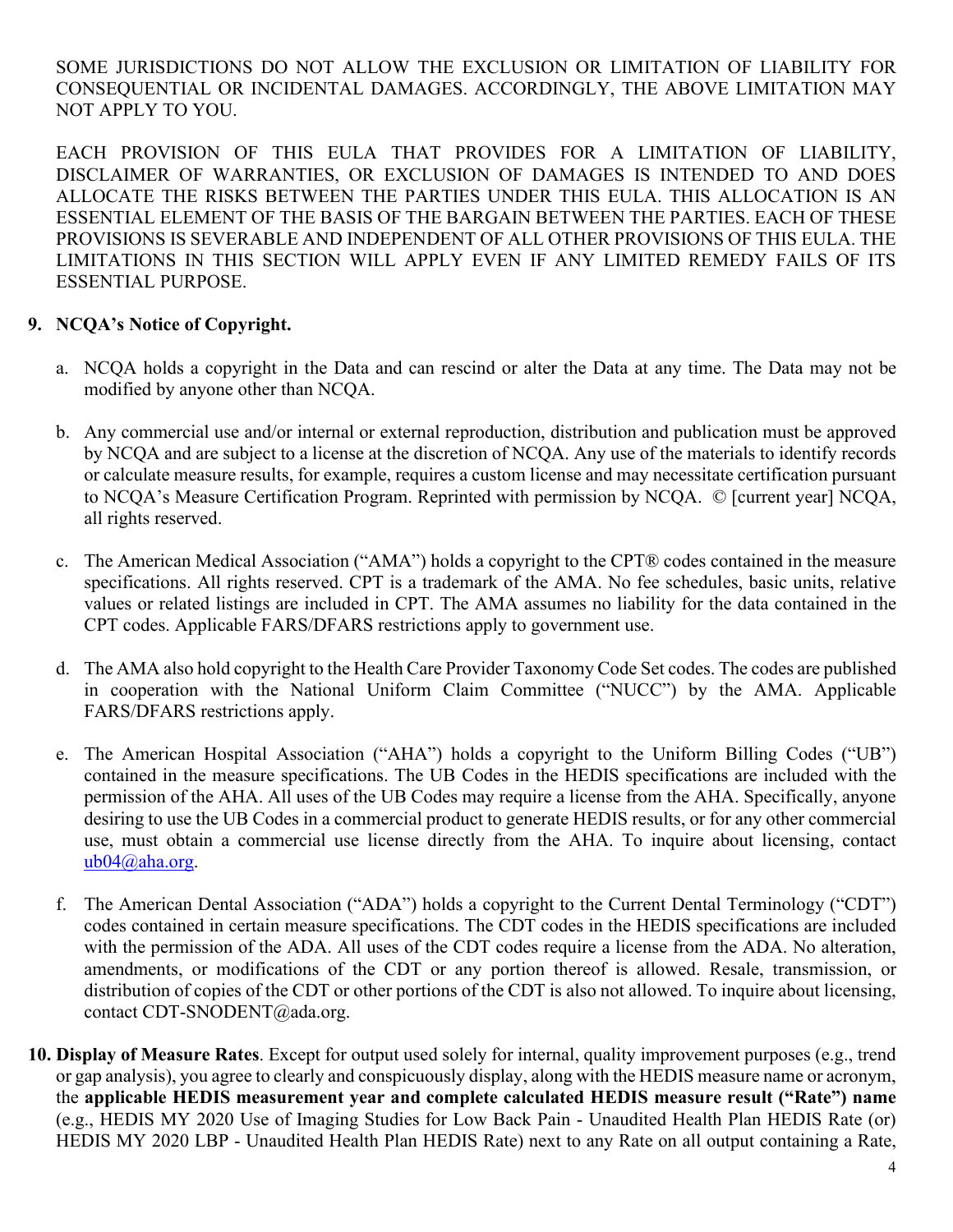SOME JURISDICTIONS DO NOT ALLOW THE EXCLUSION OR LIMITATION OF LIABILITY FOR CONSEQUENTIAL OR INCIDENTAL DAMAGES. ACCORDINGLY, THE ABOVE LIMITATION MAY NOT APPLY TO YOU.

EACH PROVISION OF THIS EULA THAT PROVIDES FOR A LIMITATION OF LIABILITY, DISCLAIMER OF WARRANTIES, OR EXCLUSION OF DAMAGES IS INTENDED TO AND DOES ALLOCATE THE RISKS BETWEEN THE PARTIES UNDER THIS EULA. THIS ALLOCATION IS AN ESSENTIAL ELEMENT OF THE BASIS OF THE BARGAIN BETWEEN THE PARTIES. EACH OF THESE PROVISIONS IS SEVERABLE AND INDEPENDENT OF ALL OTHER PROVISIONS OF THIS EULA. THE LIMITATIONS IN THIS SECTION WILL APPLY EVEN IF ANY LIMITED REMEDY FAILS OF ITS ESSENTIAL PURPOSE.

**9. NCQA's Notice of Copyright.**

a. NCQA holds a copyright in the Data and can rescind or alter the Data at any time. The Data may not be modified by anyone other than NCQA.

b. Any commercial use and/or internal or external reproduction, distribution and publication must be approved by NCQA and are subject to a license at the discretion of NCQA. Any use of the materials to identify records or calculate measure results, for example, requires a custom license and may necessitate certification pursuant to NCQA's Measure Certification Program. Reprinted with permission by NCQA. © [current year] NCQA, all rights reserved.

c. The American Medical Association ("AMA") holds a copyright to the CPT® codes contained in the measure specifications. All rights reserved. CPT is a trademark of the AMA. No fee schedules, basic units, relative values or related listings are included in CPT. The AMA assumes no liability for the data contained in the CPT codes. Applicable FARS/DFARS restrictions apply to government use.

d. The AMA also hold copyright to the Health Care Provider Taxonomy Code Set codes. The codes are published in cooperation with the National Uniform Claim Committee ("NUCC") by the AMA. Applicable FARS/DFARS restrictions apply.

e. The American Hospital Association ("AHA") holds a copyright to the Uniform Billing Codes ("UB") contained in the measure specifications. The UB Codes in the HEDIS specifications are included with the permission of the AHA. All uses of the UB Codes may require a license from the AHA. Specifically, anyone desiring to use the UB Codes in a commercial product to generate HEDIS results, or for any other commercial use, must obtain a commercial use license directly from the AHA. To inquire about licensing, contact ub04@aha.org.

f. The American Dental Association ("ADA") holds a copyright to the Current Dental Terminology ("CDT") codes contained in certain measure specifications. The CDT codes in the HEDIS specifications are included with the permission of the ADA. All uses of the CDT codes require a license from the ADA. No alteration, amendments, or modifications of the CDT or any portion thereof is allowed. Resale, transmission, or distribution of copies of the CDT or other portions of the CDT is also not allowed. To inquire about licensing, contact CDT-SNODENT@ada.org.

**10. Display of Measure Rates**. Except for output used solely for internal, quality improvement purposes (e.g., trend or gap analysis), you agree to clearly and conspicuously display, along with the HEDIS measure name or acronym, the **applicable HEDIS measurement year and complete calculated HEDIS measure result ("Rate") name** (e.g., HEDIS MY 2020 Use of Imaging Studies for Low Back Pain - Unaudited Health Plan HEDIS Rate (or) HEDIS MY 2020 LBP - Unaudited Health Plan HEDIS Rate) next to any Rate on all output containing a Rate,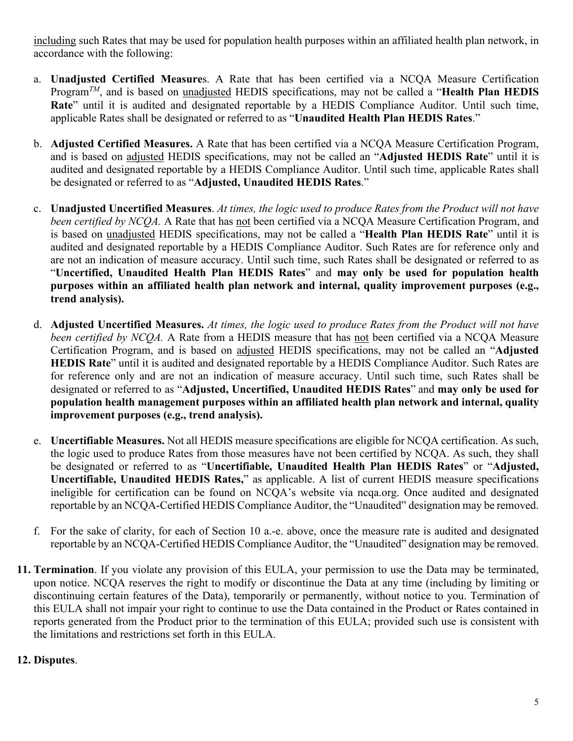including such Rates that may be used for population health purposes within an affiliated health plan network, in accordance with the following:

a. **Unadjusted Certified Measure**s. A Rate that has been certified via a NCQA Measure Certification Program[TM], and is based on unadjusted HEDIS specifications, may not be called a "**Health Plan HEDIS Rate**" until it is audited and designated reportable by a HEDIS Compliance Auditor. Until such time, applicable Rates shall be designated or referred to as "**Unaudited Health Plan HEDIS Rates**."

b. **Adjusted Certified Measures.** A Rate that has been certified via a NCQA Measure Certification Program, and is based on adjusted HEDIS specifications, may not be called an "**Adjusted HEDIS Rate**" until it is audited and designated reportable by a HEDIS Compliance Auditor. Until such time, applicable Rates shall be designated or referred to as "**Adjusted, Unaudited HEDIS Rates**."

c. **Unadjusted Uncertified Measures**. *At times, the logic used to produce Rates from the Product will not have been certified by NCQA.* A Rate that has not been certified via a NCQA Measure Certification Program, and is based on unadjusted HEDIS specifications, may not be called a "**Health Plan HEDIS Rate**" until it is audited and designated reportable by a HEDIS Compliance Auditor. Such Rates are for reference only and are not an indication of measure accuracy. Until such time, such Rates shall be designated or referred to as "**Uncertified, Unaudited Health Plan HEDIS Rates**" and **may only be used for population health purposes within an affiliated health plan network and internal, quality improvement purposes (e.g., trend analysis).**

d. **Adjusted Uncertified Measures.** *At times, the logic used to produce Rates from the Product will not have been certified by NCQA.* A Rate from a HEDIS measure that has not been certified via a NCQA Measure Certification Program, and is based on adjusted HEDIS specifications, may not be called an "**Adjusted HEDIS Rate**" until it is audited and designated reportable by a HEDIS Compliance Auditor. Such Rates are for reference only and are not an indication of measure accuracy. Until such time, such Rates shall be designated or referred to as "**Adjusted, Uncertified, Unaudited HEDIS Rates**" and **may only be used for population health management purposes within an affiliated health plan network and internal, quality improvement purposes (e.g., trend analysis).**

e. **Uncertifiable Measures.** Not all HEDIS measure specifications are eligible for NCQA certification. As such, the logic used to produce Rates from those measures have not been certified by NCQA. As such, they shall be designated or referred to as "**Uncertifiable, Unaudited Health Plan HEDIS Rates**" or "**Adjusted, Uncertifiable, Unaudited HEDIS Rates,**" as applicable. A list of current HEDIS measure specifications ineligible for certification can be found on NCQA's website via ncqa.org. Once audited and designated reportable by an NCQA-Certified HEDIS Compliance Auditor, the "Unaudited" designation may be removed.

f. For the sake of clarity, for each of Section 10 a.-e. above, once the measure rate is audited and designated reportable by an NCQA-Certified HEDIS Compliance Auditor, the "Unaudited" designation may be removed.

**11. Termination**. If you violate any provision of this EULA, your permission to use the Data may be terminated, upon notice. NCQA reserves the right to modify or discontinue the Data at any time (including by limiting or discontinuing certain features of the Data), temporarily or permanently, without notice to you. Termination of this EULA shall not impair your right to continue to use the Data contained in the Product or Rates contained in reports generated from the Product prior to the termination of this EULA; provided such use is consistent with the limitations and restrictions set forth in this EULA.

**12. Disputes**.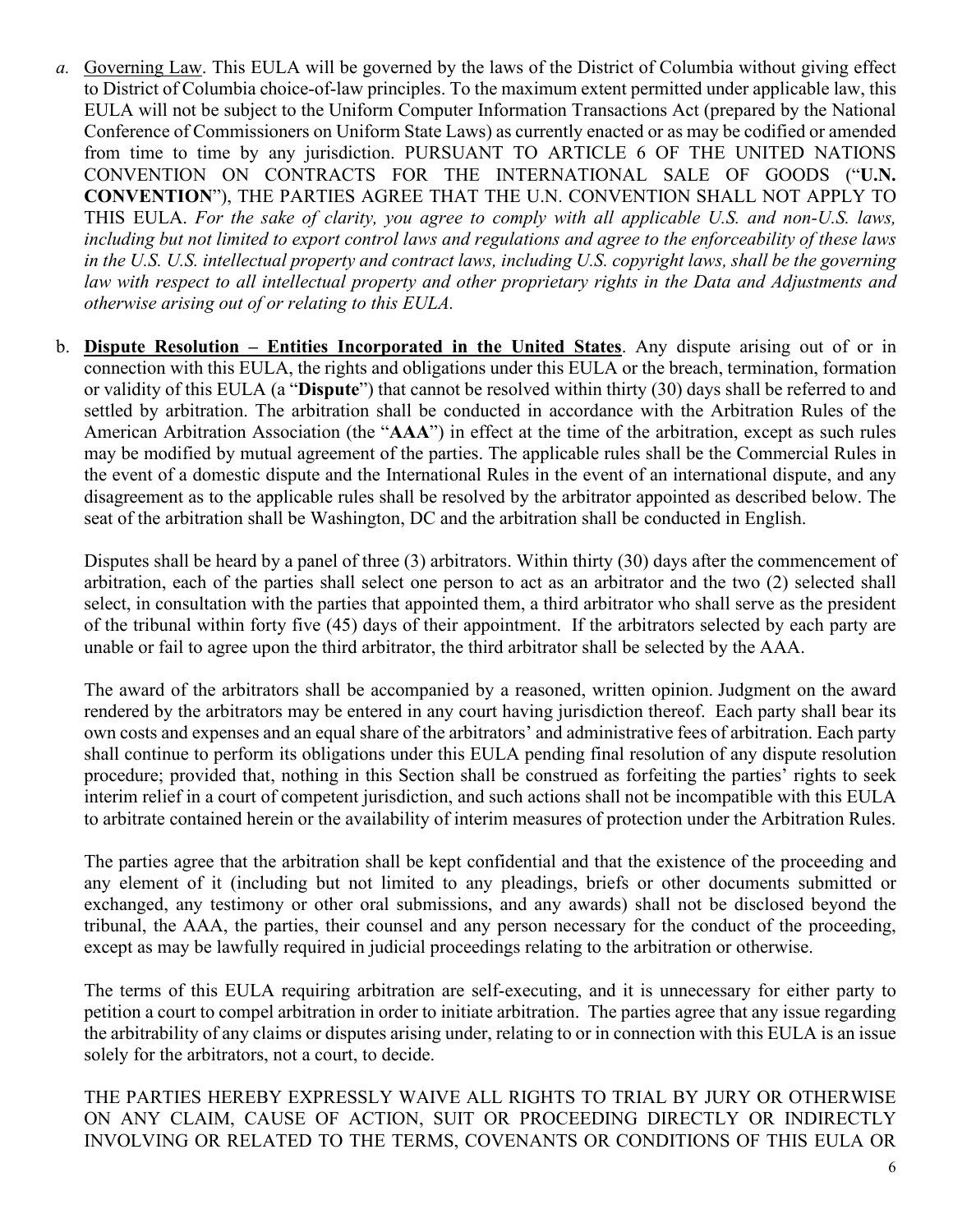*a.* <u>Governing Law</u>. This EULA will be governed by the laws of the District of Columbia without giving effect to District of Columbia choice-of-law principles. To the maximum extent permitted under applicable law, this EULA will not be subject to the Uniform Computer Information Transactions Act (prepared by the National Conference of Commissioners on Uniform State Laws) as currently enacted or as may be codified or amended from time to time by any jurisdiction. PURSUANT TO ARTICLE 6 OF THE UNITED NATIONS CONVENTION ON CONTRACTS FOR THE INTERNATIONAL SALE OF GOODS ("**U.N. CONVENTION**"), THE PARTIES AGREE THAT THE U.N. CONVENTION SHALL NOT APPLY TO THIS EULA. *For the sake of clarity, you agree to comply with all applicable U.S. and non-U.S. laws, including but not limited to export control laws and regulations and agree to the enforceability of these laws in the U.S. U.S. intellectual property and contract laws, including U.S. copyright laws, shall be the governing law with respect to all intellectual property and other proprietary rights in the Data and Adjustments and otherwise arising out of or relating to this EULA.*

b. **<u>Dispute Resolution – Entities Incorporated in the United States</u>**. Any dispute arising out of or in connection with this EULA, the rights and obligations under this EULA or the breach, termination, formation or validity of this EULA (a "**Dispute**") that cannot be resolved within thirty (30) days shall be referred to and settled by arbitration. The arbitration shall be conducted in accordance with the Arbitration Rules of the American Arbitration Association (the "**AAA**") in effect at the time of the arbitration, except as such rules may be modified by mutual agreement of the parties. The applicable rules shall be the Commercial Rules in the event of a domestic dispute and the International Rules in the event of an international dispute, and any disagreement as to the applicable rules shall be resolved by the arbitrator appointed as described below. The seat of the arbitration shall be Washington, DC and the arbitration shall be conducted in English.

Disputes shall be heard by a panel of three (3) arbitrators. Within thirty (30) days after the commencement of arbitration, each of the parties shall select one person to act as an arbitrator and the two (2) selected shall select, in consultation with the parties that appointed them, a third arbitrator who shall serve as the president of the tribunal within forty five (45) days of their appointment. If the arbitrators selected by each party are unable or fail to agree upon the third arbitrator, the third arbitrator shall be selected by the AAA.

The award of the arbitrators shall be accompanied by a reasoned, written opinion. Judgment on the award rendered by the arbitrators may be entered in any court having jurisdiction thereof. Each party shall bear its own costs and expenses and an equal share of the arbitrators' and administrative fees of arbitration. Each party shall continue to perform its obligations under this EULA pending final resolution of any dispute resolution procedure; provided that, nothing in this Section shall be construed as forfeiting the parties' rights to seek interim relief in a court of competent jurisdiction, and such actions shall not be incompatible with this EULA to arbitrate contained herein or the availability of interim measures of protection under the Arbitration Rules.

The parties agree that the arbitration shall be kept confidential and that the existence of the proceeding and any element of it (including but not limited to any pleadings, briefs or other documents submitted or exchanged, any testimony or other oral submissions, and any awards) shall not be disclosed beyond the tribunal, the AAA, the parties, their counsel and any person necessary for the conduct of the proceeding, except as may be lawfully required in judicial proceedings relating to the arbitration or otherwise.

The terms of this EULA requiring arbitration are self-executing, and it is unnecessary for either party to petition a court to compel arbitration in order to initiate arbitration. The parties agree that any issue regarding the arbitrability of any claims or disputes arising under, relating to or in connection with this EULA is an issue solely for the arbitrators, not a court, to decide.

THE PARTIES HEREBY EXPRESSLY WAIVE ALL RIGHTS TO TRIAL BY JURY OR OTHERWISE ON ANY CLAIM, CAUSE OF ACTION, SUIT OR PROCEEDING DIRECTLY OR INDIRECTLY INVOLVING OR RELATED TO THE TERMS, COVENANTS OR CONDITIONS OF THIS EULA OR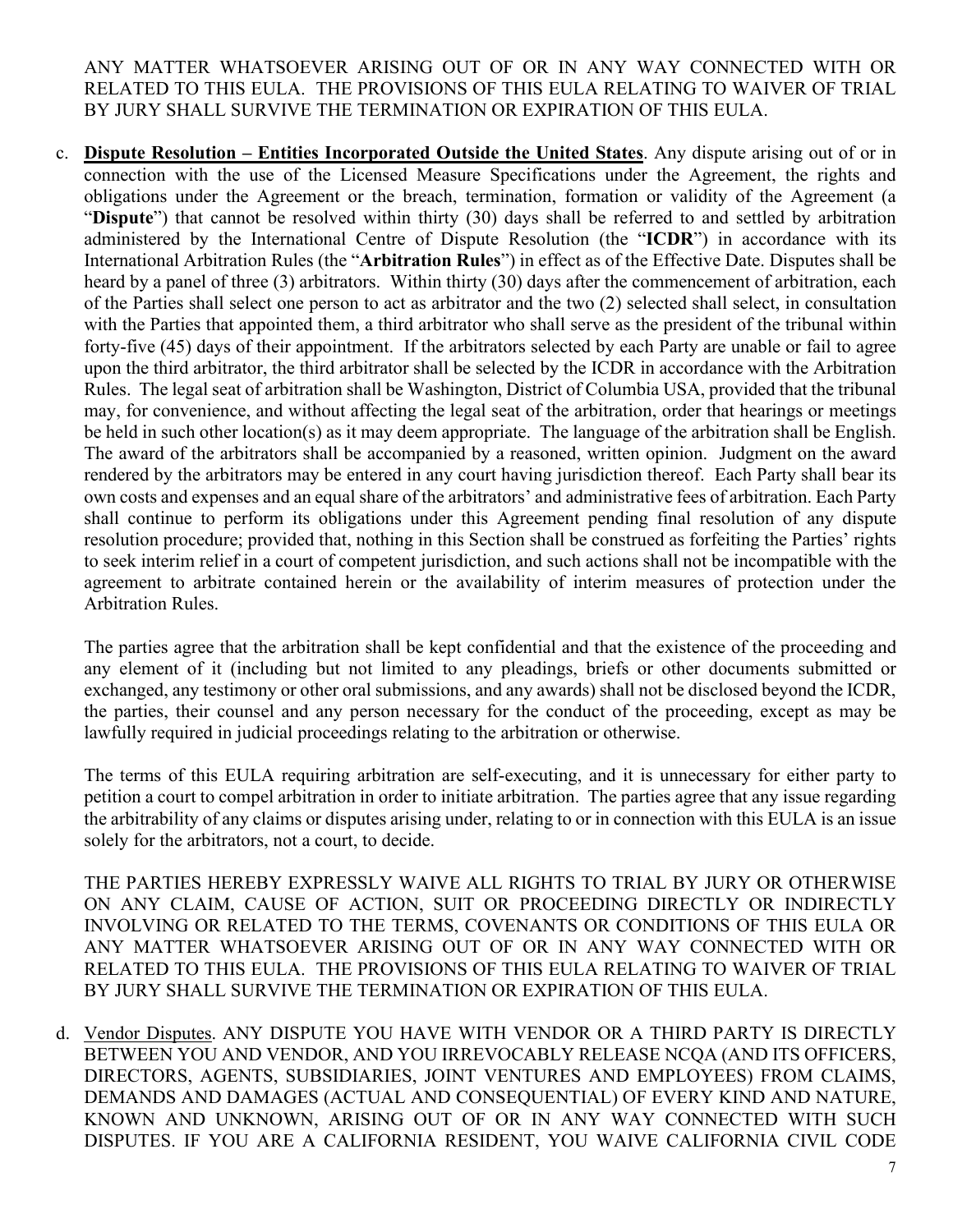ANY MATTER WHATSOEVER ARISING OUT OF OR IN ANY WAY CONNECTED WITH OR RELATED TO THIS EULA. THE PROVISIONS OF THIS EULA RELATING TO WAIVER OF TRIAL BY JURY SHALL SURVIVE THE TERMINATION OR EXPIRATION OF THIS EULA.

c. **Dispute Resolution – Entities Incorporated Outside the United States**. Any dispute arising out of or in connection with the use of the Licensed Measure Specifications under the Agreement, the rights and obligations under the Agreement or the breach, termination, formation or validity of the Agreement (a "**Dispute**") that cannot be resolved within thirty (30) days shall be referred to and settled by arbitration administered by the International Centre of Dispute Resolution (the "**ICDR**") in accordance with its International Arbitration Rules (the "**Arbitration Rules**") in effect as of the Effective Date. Disputes shall be heard by a panel of three (3) arbitrators. Within thirty (30) days after the commencement of arbitration, each of the Parties shall select one person to act as arbitrator and the two (2) selected shall select, in consultation with the Parties that appointed them, a third arbitrator who shall serve as the president of the tribunal within forty-five (45) days of their appointment. If the arbitrators selected by each Party are unable or fail to agree upon the third arbitrator, the third arbitrator shall be selected by the ICDR in accordance with the Arbitration Rules. The legal seat of arbitration shall be Washington, District of Columbia USA, provided that the tribunal may, for convenience, and without affecting the legal seat of the arbitration, order that hearings or meetings be held in such other location(s) as it may deem appropriate. The language of the arbitration shall be English. The award of the arbitrators shall be accompanied by a reasoned, written opinion. Judgment on the award rendered by the arbitrators may be entered in any court having jurisdiction thereof. Each Party shall bear its own costs and expenses and an equal share of the arbitrators' and administrative fees of arbitration. Each Party shall continue to perform its obligations under this Agreement pending final resolution of any dispute resolution procedure; provided that, nothing in this Section shall be construed as forfeiting the Parties' rights to seek interim relief in a court of competent jurisdiction, and such actions shall not be incompatible with the agreement to arbitrate contained herein or the availability of interim measures of protection under the Arbitration Rules.

   The parties agree that the arbitration shall be kept confidential and that the existence of the proceeding and any element of it (including but not limited to any pleadings, briefs or other documents submitted or exchanged, any testimony or other oral submissions, and any awards) shall not be disclosed beyond the ICDR, the parties, their counsel and any person necessary for the conduct of the proceeding, except as may be lawfully required in judicial proceedings relating to the arbitration or otherwise.

   The terms of this EULA requiring arbitration are self-executing, and it is unnecessary for either party to petition a court to compel arbitration in order to initiate arbitration. The parties agree that any issue regarding the arbitrability of any claims or disputes arising under, relating to or in connection with this EULA is an issue solely for the arbitrators, not a court, to decide.

   THE PARTIES HEREBY EXPRESSLY WAIVE ALL RIGHTS TO TRIAL BY JURY OR OTHERWISE ON ANY CLAIM, CAUSE OF ACTION, SUIT OR PROCEEDING DIRECTLY OR INDIRECTLY INVOLVING OR RELATED TO THE TERMS, COVENANTS OR CONDITIONS OF THIS EULA OR ANY MATTER WHATSOEVER ARISING OUT OF OR IN ANY WAY CONNECTED WITH OR RELATED TO THIS EULA. THE PROVISIONS OF THIS EULA RELATING TO WAIVER OF TRIAL BY JURY SHALL SURVIVE THE TERMINATION OR EXPIRATION OF THIS EULA.

d. Vendor Disputes. ANY DISPUTE YOU HAVE WITH VENDOR OR A THIRD PARTY IS DIRECTLY BETWEEN YOU AND VENDOR, AND YOU IRREVOCABLY RELEASE NCQA (AND ITS OFFICERS, DIRECTORS, AGENTS, SUBSIDIARIES, JOINT VENTURES AND EMPLOYEES) FROM CLAIMS, DEMANDS AND DAMAGES (ACTUAL AND CONSEQUENTIAL) OF EVERY KIND AND NATURE, KNOWN AND UNKNOWN, ARISING OUT OF OR IN ANY WAY CONNECTED WITH SUCH DISPUTES. IF YOU ARE A CALIFORNIA RESIDENT, YOU WAIVE CALIFORNIA CIVIL CODE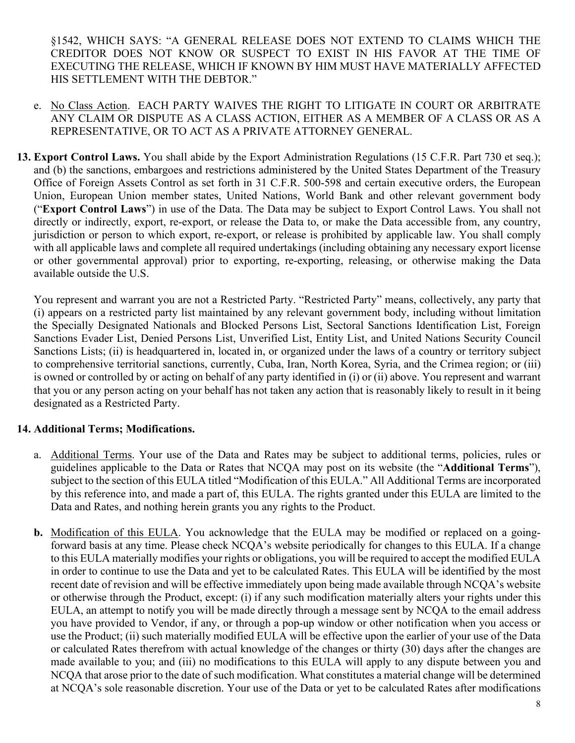§1542, WHICH SAYS: "A GENERAL RELEASE DOES NOT EXTEND TO CLAIMS WHICH THE CREDITOR DOES NOT KNOW OR SUSPECT TO EXIST IN HIS FAVOR AT THE TIME OF EXECUTING THE RELEASE, WHICH IF KNOWN BY HIM MUST HAVE MATERIALLY AFFECTED HIS SETTLEMENT WITH THE DEBTOR."

e. No Class Action. EACH PARTY WAIVES THE RIGHT TO LITIGATE IN COURT OR ARBITRATE ANY CLAIM OR DISPUTE AS A CLASS ACTION, EITHER AS A MEMBER OF A CLASS OR AS A REPRESENTATIVE, OR TO ACT AS A PRIVATE ATTORNEY GENERAL.

**13. Export Control Laws.** You shall abide by the Export Administration Regulations (15 C.F.R. Part 730 et seq.); and (b) the sanctions, embargoes and restrictions administered by the United States Department of the Treasury Office of Foreign Assets Control as set forth in 31 C.F.R. 500-598 and certain executive orders, the European Union, European Union member states, United Nations, World Bank and other relevant government body ("**Export Control Laws**") in use of the Data. The Data may be subject to Export Control Laws. You shall not directly or indirectly, export, re-export, or release the Data to, or make the Data accessible from, any country, jurisdiction or person to which export, re-export, or release is prohibited by applicable law. You shall comply with all applicable laws and complete all required undertakings (including obtaining any necessary export license or other governmental approval) prior to exporting, re-exporting, releasing, or otherwise making the Data available outside the U.S.

You represent and warrant you are not a Restricted Party. "Restricted Party" means, collectively, any party that (i) appears on a restricted party list maintained by any relevant government body, including without limitation the Specially Designated Nationals and Blocked Persons List, Sectoral Sanctions Identification List, Foreign Sanctions Evader List, Denied Persons List, Unverified List, Entity List, and United Nations Security Council Sanctions Lists; (ii) is headquartered in, located in, or organized under the laws of a country or territory subject to comprehensive territorial sanctions, currently, Cuba, Iran, North Korea, Syria, and the Crimea region; or (iii) is owned or controlled by or acting on behalf of any party identified in (i) or (ii) above. You represent and warrant that you or any person acting on your behalf has not taken any action that is reasonably likely to result in it being designated as a Restricted Party.

**14. Additional Terms; Modifications.**

a. Additional Terms. Your use of the Data and Rates may be subject to additional terms, policies, rules or guidelines applicable to the Data or Rates that NCQA may post on its website (the "**Additional Terms**"), subject to the section of this EULA titled "Modification of this EULA." All Additional Terms are incorporated by this reference into, and made a part of, this EULA. The rights granted under this EULA are limited to the Data and Rates, and nothing herein grants you any rights to the Product.

**b.** Modification of this EULA. You acknowledge that the EULA may be modified or replaced on a going-forward basis at any time. Please check NCQA's website periodically for changes to this EULA. If a change to this EULA materially modifies your rights or obligations, you will be required to accept the modified EULA in order to continue to use the Data and yet to be calculated Rates. This EULA will be identified by the most recent date of revision and will be effective immediately upon being made available through NCQA's website or otherwise through the Product, except: (i) if any such modification materially alters your rights under this EULA, an attempt to notify you will be made directly through a message sent by NCQA to the email address you have provided to Vendor, if any, or through a pop-up window or other notification when you access or use the Product; (ii) such materially modified EULA will be effective upon the earlier of your use of the Data or calculated Rates therefrom with actual knowledge of the changes or thirty (30) days after the changes are made available to you; and (iii) no modifications to this EULA will apply to any dispute between you and NCQA that arose prior to the date of such modification. What constitutes a material change will be determined at NCQA's sole reasonable discretion. Your use of the Data or yet to be calculated Rates after modifications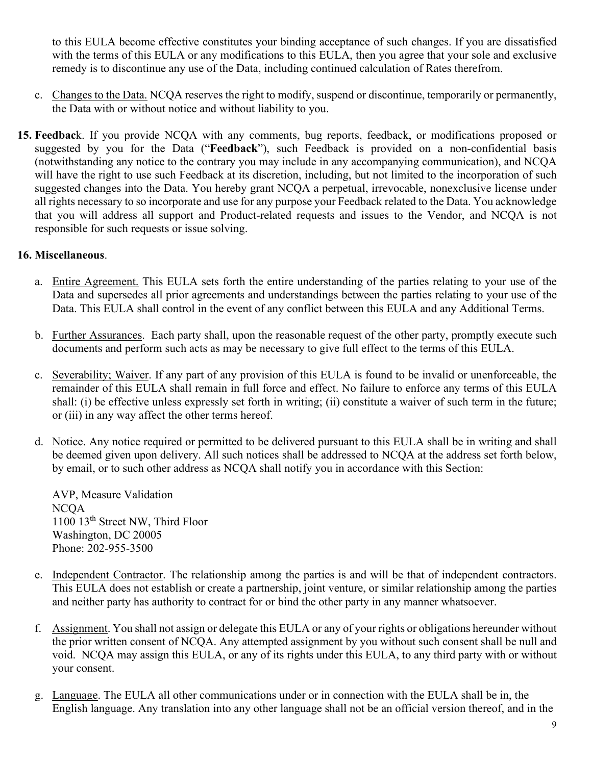to this EULA become effective constitutes your binding acceptance of such changes. If you are dissatisfied with the terms of this EULA or any modifications to this EULA, then you agree that your sole and exclusive remedy is to discontinue any use of the Data, including continued calculation of Rates therefrom.

c. Changes to the Data. NCQA reserves the right to modify, suspend or discontinue, temporarily or permanently, the Data with or without notice and without liability to you.

**15. Feedback**. If you provide NCQA with any comments, bug reports, feedback, or modifications proposed or suggested by you for the Data ("**Feedback**"), such Feedback is provided on a non-confidential basis (notwithstanding any notice to the contrary you may include in any accompanying communication), and NCQA will have the right to use such Feedback at its discretion, including, but not limited to the incorporation of such suggested changes into the Data. You hereby grant NCQA a perpetual, irrevocable, nonexclusive license under all rights necessary to so incorporate and use for any purpose your Feedback related to the Data. You acknowledge that you will address all support and Product-related requests and issues to the Vendor, and NCQA is not responsible for such requests or issue solving.

**16. Miscellaneous**.

a. Entire Agreement. This EULA sets forth the entire understanding of the parties relating to your use of the Data and supersedes all prior agreements and understandings between the parties relating to your use of the Data. This EULA shall control in the event of any conflict between this EULA and any Additional Terms.

b. Further Assurances. Each party shall, upon the reasonable request of the other party, promptly execute such documents and perform such acts as may be necessary to give full effect to the terms of this EULA.

c. Severability; Waiver. If any part of any provision of this EULA is found to be invalid or unenforceable, the remainder of this EULA shall remain in full force and effect. No failure to enforce any terms of this EULA shall: (i) be effective unless expressly set forth in writing; (ii) constitute a waiver of such term in the future; or (iii) in any way affect the other terms hereof.

d. Notice. Any notice required or permitted to be delivered pursuant to this EULA shall be in writing and shall be deemed given upon delivery. All such notices shall be addressed to NCQA at the address set forth below, by email, or to such other address as NCQA shall notify you in accordance with this Section:

AVP, Measure Validation
NCQA
1100 13th Street NW, Third Floor
Washington, DC 20005
Phone: 202-955-3500

e. Independent Contractor. The relationship among the parties is and will be that of independent contractors. This EULA does not establish or create a partnership, joint venture, or similar relationship among the parties and neither party has authority to contract for or bind the other party in any manner whatsoever.

f. Assignment. You shall not assign or delegate this EULA or any of your rights or obligations hereunder without the prior written consent of NCQA. Any attempted assignment by you without such consent shall be null and void. NCQA may assign this EULA, or any of its rights under this EULA, to any third party with or without your consent.

g. Language. The EULA all other communications under or in connection with the EULA shall be in, the English language. Any translation into any other language shall not be an official version thereof, and in the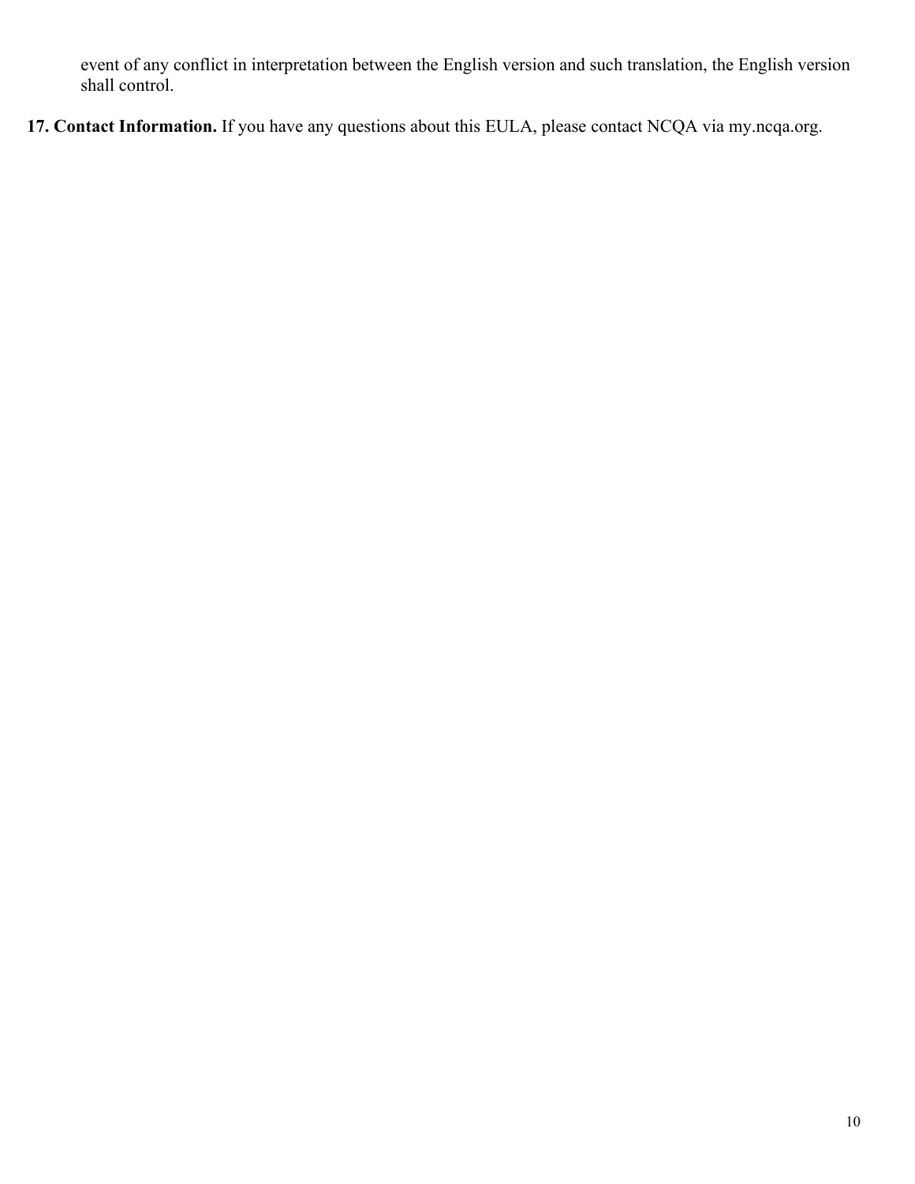event of any conflict in interpretation between the English version and such translation, the English version shall control.

**17. Contact Information.** If you have any questions about this EULA, please contact NCQA via my.ncqa.org.